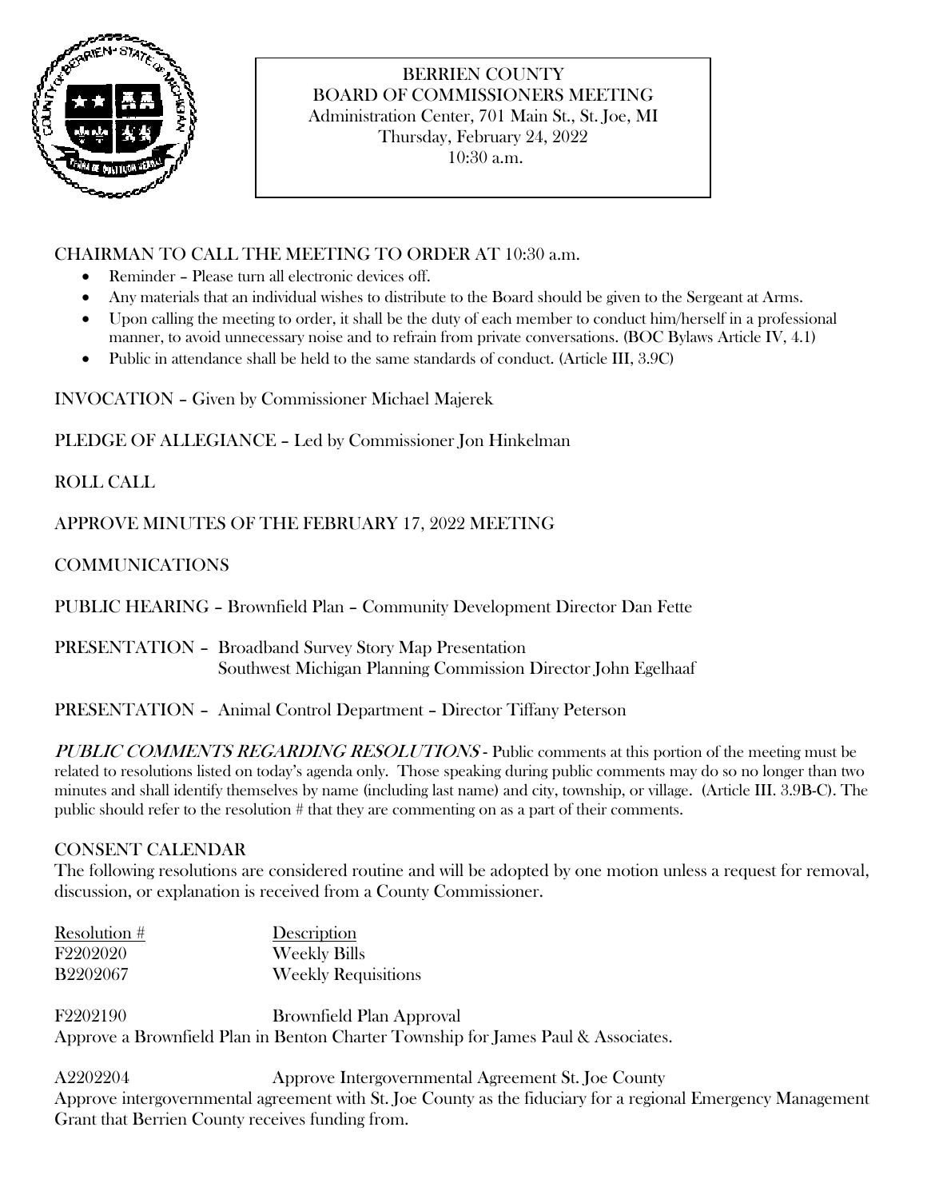# BERRIEN COUNTY
## BOARD OF COMMISSIONERS MEETING

Administration Center, 701 Main St., St. Joe, MI
Thursday, February 24, 2022
10:30 a.m.

CHAIRMAN TO CALL THE MEETING TO ORDER AT 10:30 a.m.

- Reminder – Please turn all electronic devices off.
- Any materials that an individual wishes to distribute to the Board should be given to the Sergeant at Arms.
- Upon calling the meeting to order, it shall be the duty of each member to conduct him/herself in a professional manner, to avoid unnecessary noise and to refrain from private conversations. (BOC Bylaws Article IV, 4.1)
- Public in attendance shall be held to the same standards of conduct. (Article III, 3.9C)

INVOCATION – Given by Commissioner Michael Majerek

PLEDGE OF ALLEGIANCE – Led by Commissioner Jon Hinkelman

ROLL CALL

APPROVE MINUTES OF THE FEBRUARY 17, 2022 MEETING

COMMUNICATIONS

PUBLIC HEARING – Brownfield Plan – Community Development Director Dan Fette

PRESENTATION – Broadband Survey Story Map Presentation
Southwest Michigan Planning Commission Director John Egelhaaf

PRESENTATION – Animal Control Department – Director Tiffany Peterson

*PUBLIC COMMENTS REGARDING RESOLUTIONS* - Public comments at this portion of the meeting must be related to resolutions listed on today's agenda only. Those speaking during public comments may do so no longer than two minutes and shall identify themselves by name (including last name) and city, township, or village. (Article III. 3.9B-C). The public should refer to the resolution # that they are commenting on as a part of their comments.

CONSENT CALENDAR

The following resolutions are considered routine and will be adopted by one motion unless a request for removal, discussion, or explanation is received from a County Commissioner.

| Resolution # | Description |
|---|---|
| F2202020 | Weekly Bills |
| B2202067 | Weekly Requisitions |

F2202190 Brownfield Plan Approval
Approve a Brownfield Plan in Benton Charter Township for James Paul & Associates.

A2202204 Approve Intergovernmental Agreement St. Joe County
Approve intergovernmental agreement with St. Joe County as the fiduciary for a regional Emergency Management Grant that Berrien County receives funding from.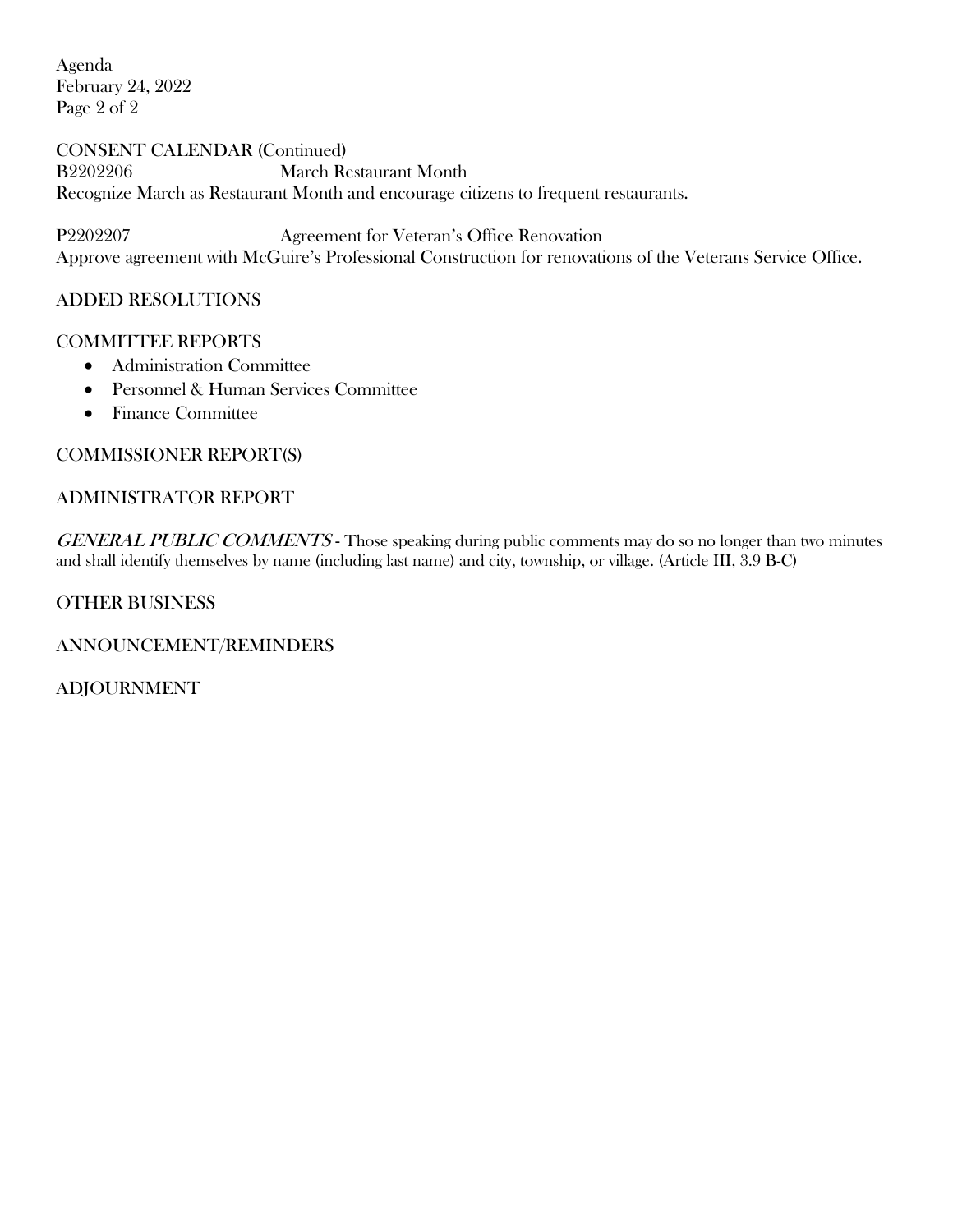## CONSENT CALENDAR (Continued)

B2202206 March Restaurant Month

Recognize March as Restaurant Month and encourage citizens to frequent restaurants.

P2202207 Agreement for Veteran's Office Renovation

Approve agreement with McGuire's Professional Construction for renovations of the Veterans Service Office.

## ADDED RESOLUTIONS

## COMMITTEE REPORTS

- Administration Committee
- Personnel & Human Services Committee
- Finance Committee

## COMMISSIONER REPORT(S)

## ADMINISTRATOR REPORT

*GENERAL PUBLIC COMMENTS* - Those speaking during public comments may do so no longer than two minutes and shall identify themselves by name (including last name) and city, township, or village. (Article III, 3.9 B-C)

## OTHER BUSINESS

## ANNOUNCEMENT/REMINDERS

## ADJOURNMENT